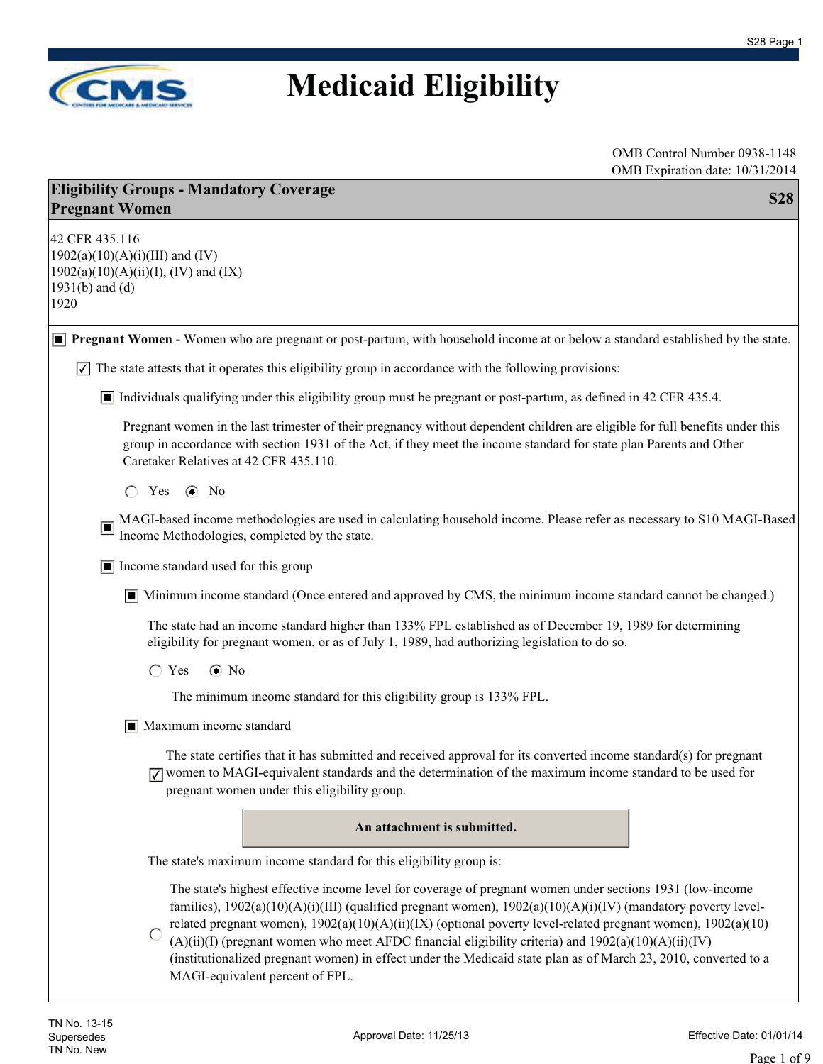# Medicaid Eligibility

OMB Control Number 0938-1148
OMB Expiration date: 10/31/2014

## Eligibility Groups - Mandatory Coverage Pregnant Women — S28

42 CFR 435.116
1902(a)(10)(A)(i)(III) and (IV)
1902(a)(10)(A)(ii)(I), (IV) and (IX)
1931(b) and (d)
1920

■ **Pregnant Women -** Women who are pregnant or post-partum, with household income at or below a standard established by the state.

☑ The state attests that it operates this eligibility group in accordance with the following provisions:

■ Individuals qualifying under this eligibility group must be pregnant or post-partum, as defined in 42 CFR 435.4.

Pregnant women in the last trimester of their pregnancy without dependent children are eligible for full benefits under this group in accordance with section 1931 of the Act, if they meet the income standard for state plan Parents and Other Caretaker Relatives at 42 CFR 435.110.

○ Yes ◉ No

■ MAGI-based income methodologies are used in calculating household income. Please refer as necessary to S10 MAGI-Based Income Methodologies, completed by the state.

■ Income standard used for this group

■ Minimum income standard (Once entered and approved by CMS, the minimum income standard cannot be changed.)

The state had an income standard higher than 133% FPL established as of December 19, 1989 for determining eligibility for pregnant women, or as of July 1, 1989, had authorizing legislation to do so.

○ Yes ◉ No

The minimum income standard for this eligibility group is 133% FPL.

■ Maximum income standard

☑ The state certifies that it has submitted and received approval for its converted income standard(s) for pregnant women to MAGI-equivalent standards and the determination of the maximum income standard to be used for pregnant women under this eligibility group.

**An attachment is submitted.**

The state's maximum income standard for this eligibility group is:

○ The state's highest effective income level for coverage of pregnant women under sections 1931 (low-income families), 1902(a)(10)(A)(i)(III) (qualified pregnant women), 1902(a)(10)(A)(i)(IV) (mandatory poverty level-related pregnant women), 1902(a)(10)(A)(ii)(IX) (optional poverty level-related pregnant women), 1902(a)(10)(A)(ii)(I) (pregnant women who meet AFDC financial eligibility criteria) and 1902(a)(10)(A)(ii)(IV) (institutionalized pregnant women) in effect under the Medicaid state plan as of March 23, 2010, converted to a MAGI-equivalent percent of FPL.

TN No. 13-15
Supersedes
TN No. New

Approval Date: 11/25/13

Effective Date: 01/01/14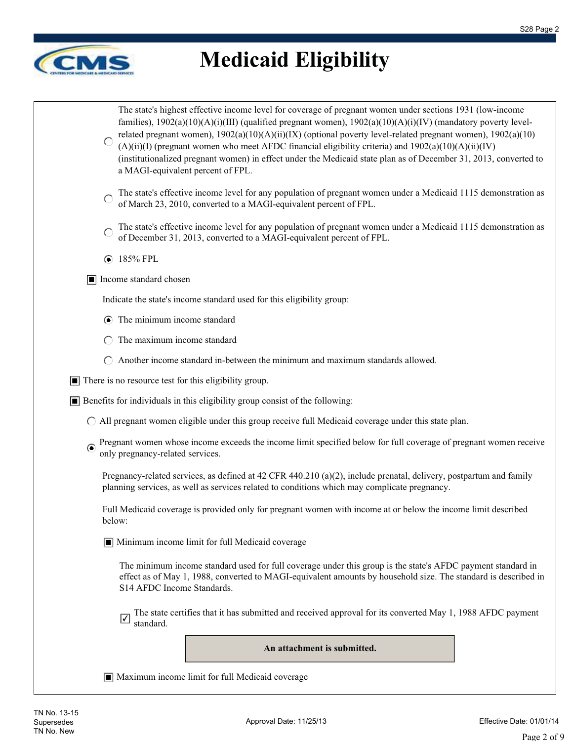# Medicaid Eligibility

- ○ The state's highest effective income level for coverage of pregnant women under sections 1931 (low-income families), 1902(a)(10)(A)(i)(III) (qualified pregnant women), 1902(a)(10)(A)(i)(IV) (mandatory poverty level-related pregnant women), 1902(a)(10)(A)(ii)(IX) (optional poverty level-related pregnant women), 1902(a)(10)(A)(ii)(I) (pregnant women who meet AFDC financial eligibility criteria) and 1902(a)(10)(A)(ii)(IV) (institutionalized pregnant women) in effect under the Medicaid state plan as of December 31, 2013, converted to a MAGI-equivalent percent of FPL.

- ○ The state's effective income level for any population of pregnant women under a Medicaid 1115 demonstration as of March 23, 2010, converted to a MAGI-equivalent percent of FPL.

- ○ The state's effective income level for any population of pregnant women under a Medicaid 1115 demonstration as of December 31, 2013, converted to a MAGI-equivalent percent of FPL.

- ◉ 185% FPL

■ Income standard chosen

Indicate the state's income standard used for this eligibility group:

- ◉ The minimum income standard
- ○ The maximum income standard
- ○ Another income standard in-between the minimum and maximum standards allowed.

■ There is no resource test for this eligibility group.

■ Benefits for individuals in this eligibility group consist of the following:

- ○ All pregnant women eligible under this group receive full Medicaid coverage under this state plan.

- ◉ Pregnant women whose income exceeds the income limit specified below for full coverage of pregnant women receive only pregnancy-related services.

Pregnancy-related services, as defined at 42 CFR 440.210 (a)(2), include prenatal, delivery, postpartum and family planning services, as well as services related to conditions which may complicate pregnancy.

Full Medicaid coverage is provided only for pregnant women with income at or below the income limit described below:

■ Minimum income limit for full Medicaid coverage

The minimum income standard used for full coverage under this group is the state's AFDC payment standard in effect as of May 1, 1988, converted to MAGI-equivalent amounts by household size. The standard is described in S14 AFDC Income Standards.

☑ The state certifies that it has submitted and received approval for its converted May 1, 1988 AFDC payment standard.

**An attachment is submitted.**

■ Maximum income limit for full Medicaid coverage

TN No. 13-15
Supersedes
TN No. New

Approval Date: 11/25/13

Effective Date: 01/01/14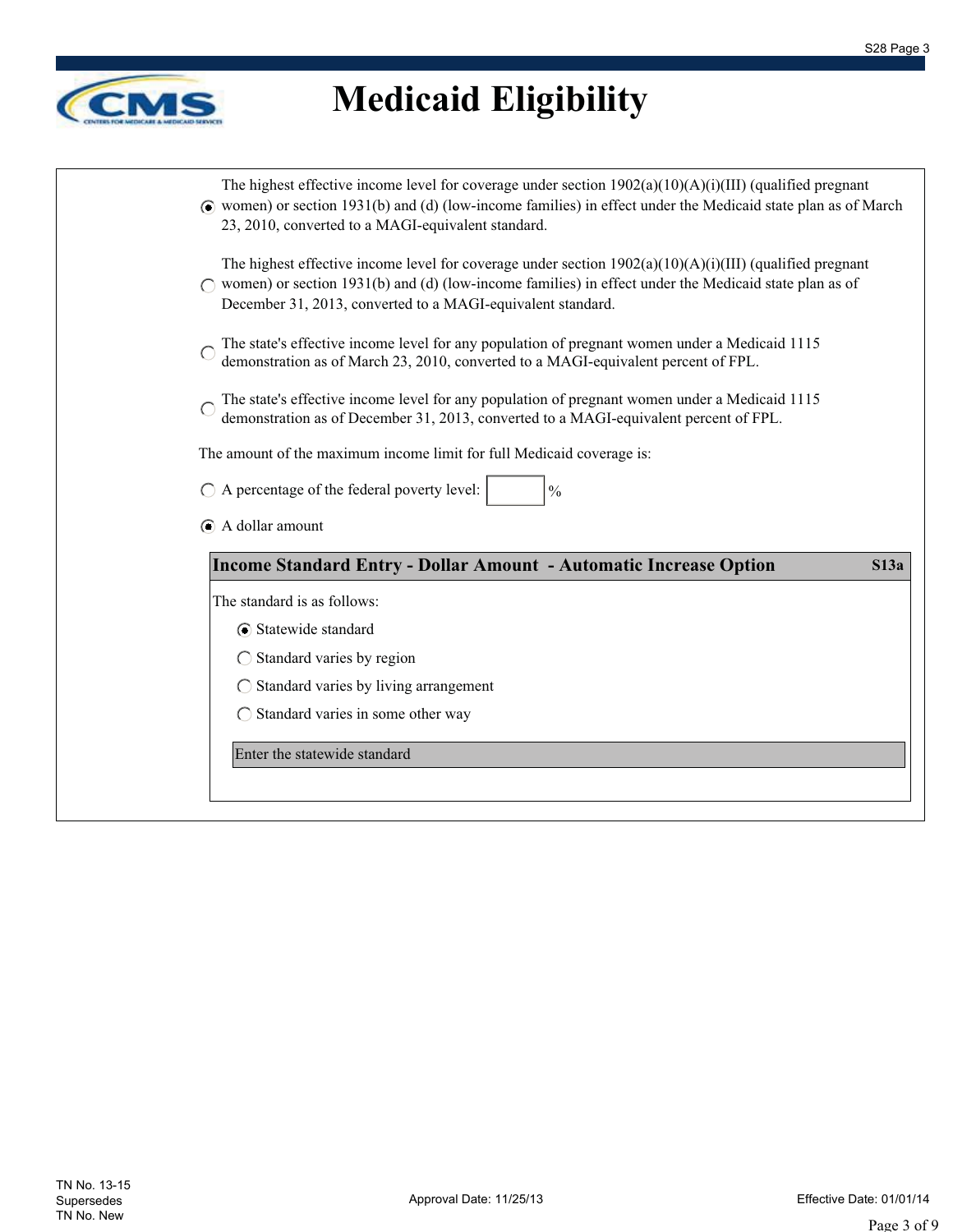# Medicaid Eligibility

- (●) The highest effective income level for coverage under section 1902(a)(10)(A)(i)(III) (qualified pregnant women) or section 1931(b) and (d) (low-income families) in effect under the Medicaid state plan as of March 23, 2010, converted to a MAGI-equivalent standard.

- ( ) The highest effective income level for coverage under section 1902(a)(10)(A)(i)(III) (qualified pregnant women) or section 1931(b) and (d) (low-income families) in effect under the Medicaid state plan as of December 31, 2013, converted to a MAGI-equivalent standard.

- ( ) The state's effective income level for any population of pregnant women under a Medicaid 1115 demonstration as of March 23, 2010, converted to a MAGI-equivalent percent of FPL.

- ( ) The state's effective income level for any population of pregnant women under a Medicaid 1115 demonstration as of December 31, 2013, converted to a MAGI-equivalent percent of FPL.

The amount of the maximum income limit for full Medicaid coverage is:

- ( ) A percentage of the federal poverty level: [ ] %
- (●) A dollar amount

### Income Standard Entry - Dollar Amount - Automatic Increase Option — S13a

The standard is as follows:

- (●) Statewide standard
- ( ) Standard varies by region
- ( ) Standard varies by living arrangement
- ( ) Standard varies in some other way

Enter the statewide standard

TN No. 13-15
Supersedes
TN No. New

Approval Date: 11/25/13

Effective Date: 01/01/14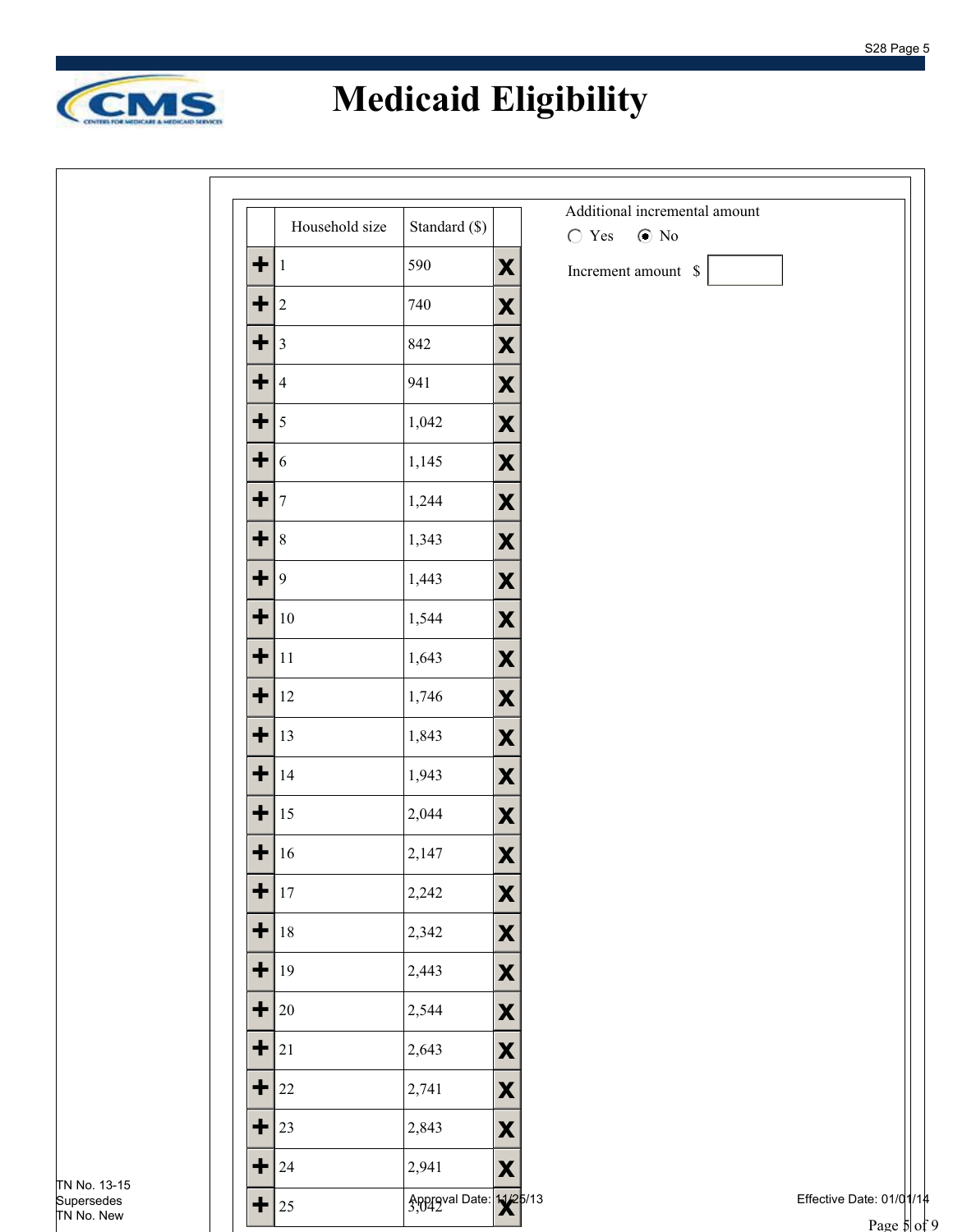# Medicaid Eligibility

| Household size | Standard ($) |
|---|---|
| 1 | 590 |
| 2 | 740 |
| 3 | 842 |
| 4 | 941 |
| 5 | 1,042 |
| 6 | 1,145 |
| 7 | 1,244 |
| 8 | 1,343 |
| 9 | 1,443 |
| 10 | 1,544 |
| 11 | 1,643 |
| 12 | 1,746 |
| 13 | 1,843 |
| 14 | 1,943 |
| 15 | 2,044 |
| 16 | 2,147 |
| 17 | 2,242 |
| 18 | 2,342 |
| 19 | 2,443 |
| 20 | 2,544 |
| 21 | 2,643 |
| 22 | 2,741 |
| 23 | 2,843 |
| 24 | 2,941 |
| 25 | 3,042 |

Additional incremental amount

◯ Yes ◉ No

Increment amount $

TN No. 13-15
Supersedes
TN No. New

Approval Date: 11/25/13

Effective Date: 01/01/14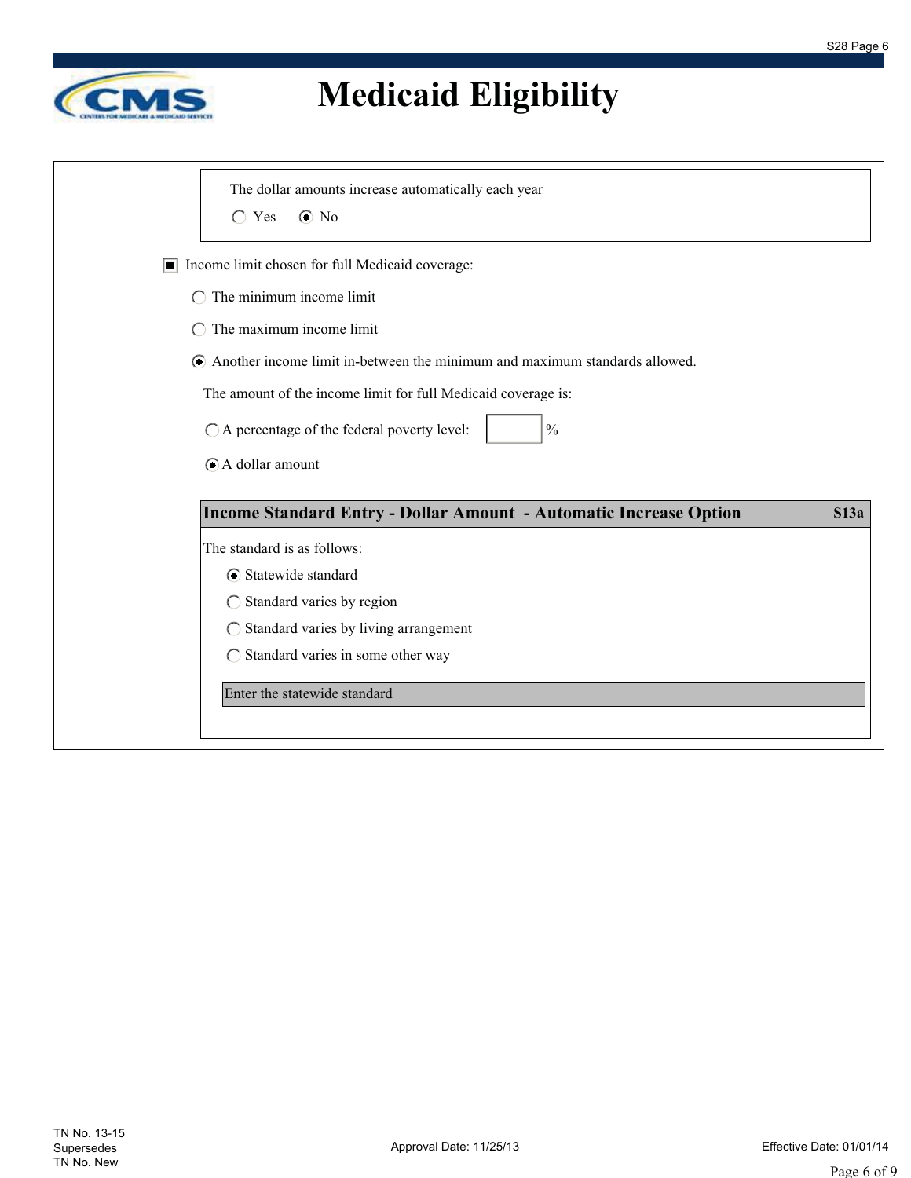# Medicaid Eligibility

The dollar amounts increase automatically each year

○ Yes ◉ No

■ Income limit chosen for full Medicaid coverage:

○ The minimum income limit

○ The maximum income limit

◉ Another income limit in-between the minimum and maximum standards allowed.

The amount of the income limit for full Medicaid coverage is:

○ A percentage of the federal poverty level: ______ %

◉ A dollar amount

## Income Standard Entry - Dollar Amount - Automatic Increase Option — S13a

The standard is as follows:

◉ Statewide standard

○ Standard varies by region

○ Standard varies by living arrangement

○ Standard varies in some other way

Enter the statewide standard

TN No. 13-15
Supersedes
TN No. New

Approval Date: 11/25/13

Effective Date: 01/01/14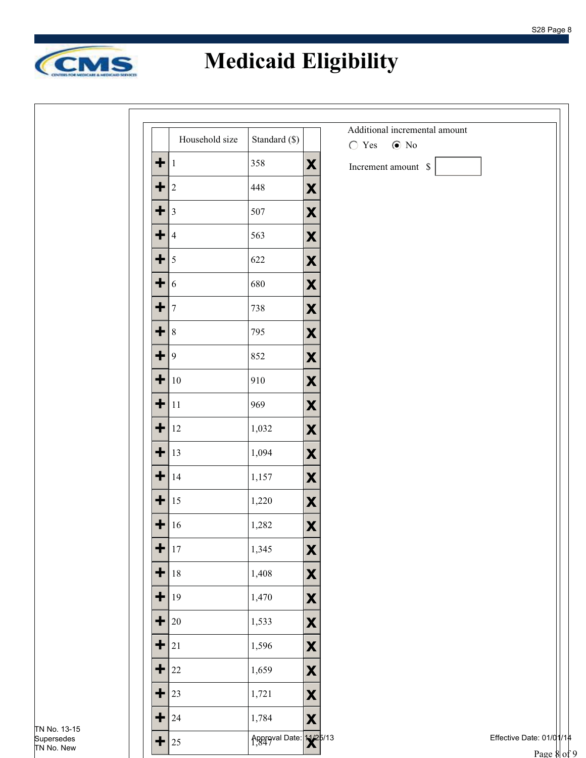# Medicaid Eligibility

| Household size | Standard ($) |
|---|---|
| 1 | 358 |
| 2 | 448 |
| 3 | 507 |
| 4 | 563 |
| 5 | 622 |
| 6 | 680 |
| 7 | 738 |
| 8 | 795 |
| 9 | 852 |
| 10 | 910 |
| 11 | 969 |
| 12 | 1,032 |
| 13 | 1,094 |
| 14 | 1,157 |
| 15 | 1,220 |
| 16 | 1,282 |
| 17 | 1,345 |
| 18 | 1,408 |
| 19 | 1,470 |
| 20 | 1,533 |
| 21 | 1,596 |
| 22 | 1,659 |
| 23 | 1,721 |
| 24 | 1,784 |
| 25 | 1,847 |

Additional incremental amount

○ Yes ◉ No

Increment amount $

TN No. 13-15
Supersedes
TN No. New

Approval Date: 11/25/13

Effective Date: 01/01/14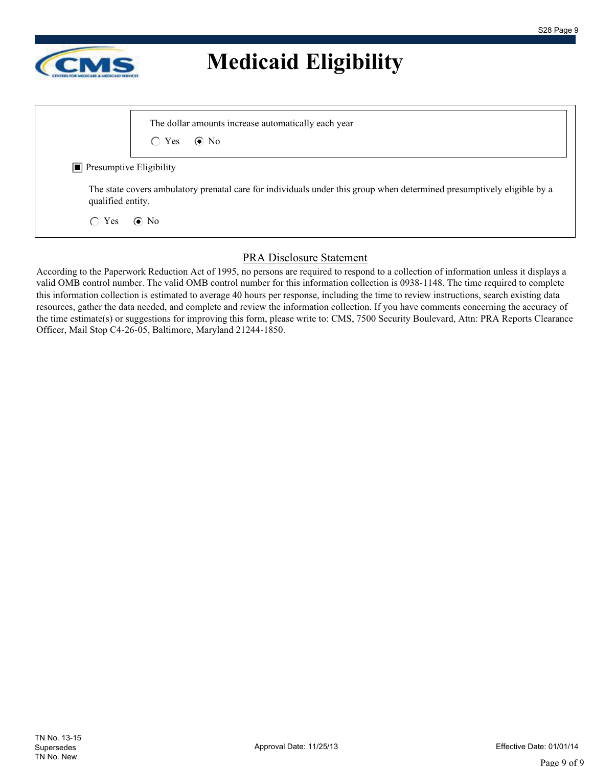# Medicaid Eligibility

The dollar amounts increase automatically each year

○ Yes ◉ No

■ Presumptive Eligibility

The state covers ambulatory prenatal care for individuals under this group when determined presumptively eligible by a qualified entity.

○ Yes ◉ No

## PRA Disclosure Statement

According to the Paperwork Reduction Act of 1995, no persons are required to respond to a collection of information unless it displays a valid OMB control number. The valid OMB control number for this information collection is 0938-1148. The time required to complete this information collection is estimated to average 40 hours per response, including the time to review instructions, search existing data resources, gather the data needed, and complete and review the information collection. If you have comments concerning the accuracy of the time estimate(s) or suggestions for improving this form, please write to: CMS, 7500 Security Boulevard, Attn: PRA Reports Clearance Officer, Mail Stop C4-26-05, Baltimore, Maryland 21244-1850.

TN No. 13-15
Supersedes
TN No. New

Approval Date: 11/25/13

Effective Date: 01/01/14